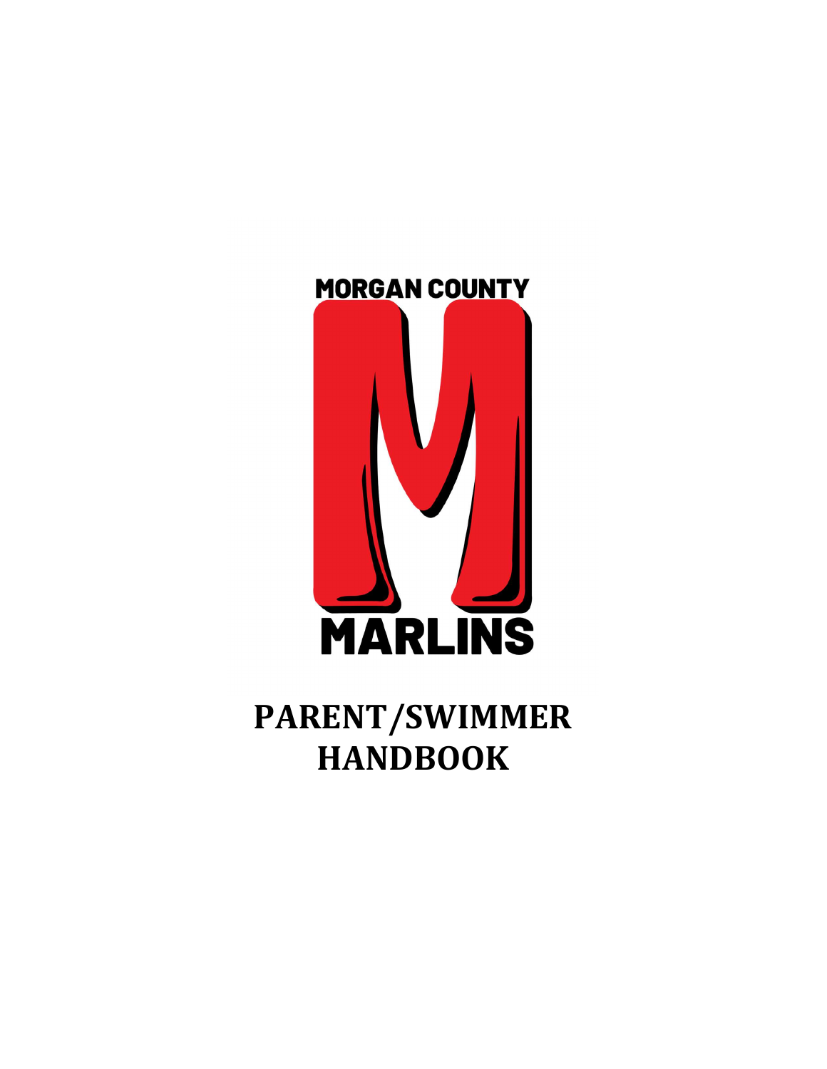MORGAN COUNTY

MARLINS

# PARENT/SWIMMER HANDBOOK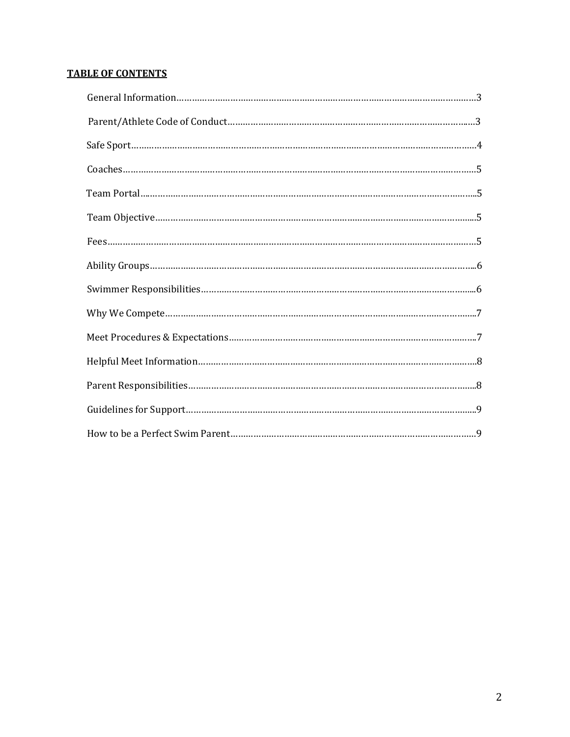**TABLE OF CONTENTS**

General Information…………………………………………………………………………………………………………3

Parent/Athlete Code of Conduct……………………………………………………………………………………….3

Safe Sport……………………………………………………………………………………………………………………….4

Coaches…………………………………………………………………………………………………………………………5

Team Portal……………………………………………………………………………………………………………………5

Team Objective………………………………………………………………………………………………………………5

Fees……………………………………………………………………………………………………………………………….5

Ability Groups…………………………………………………………………………………………………………………6

Swimmer Responsibilities………………………………………………………………………………………………6

Why We Compete……………………………………………………………………………………………………………7

Meet Procedures & Expectations……………………………………………………………………………………7

Helpful Meet Information………………………………………………………………………………………………8

Parent Responsibilities…………………………………………………………………………………………………8

Guidelines for Support……………………………………………………………………………………………………9

How to be a Perfect Swim Parent……………………………………………………………………………………9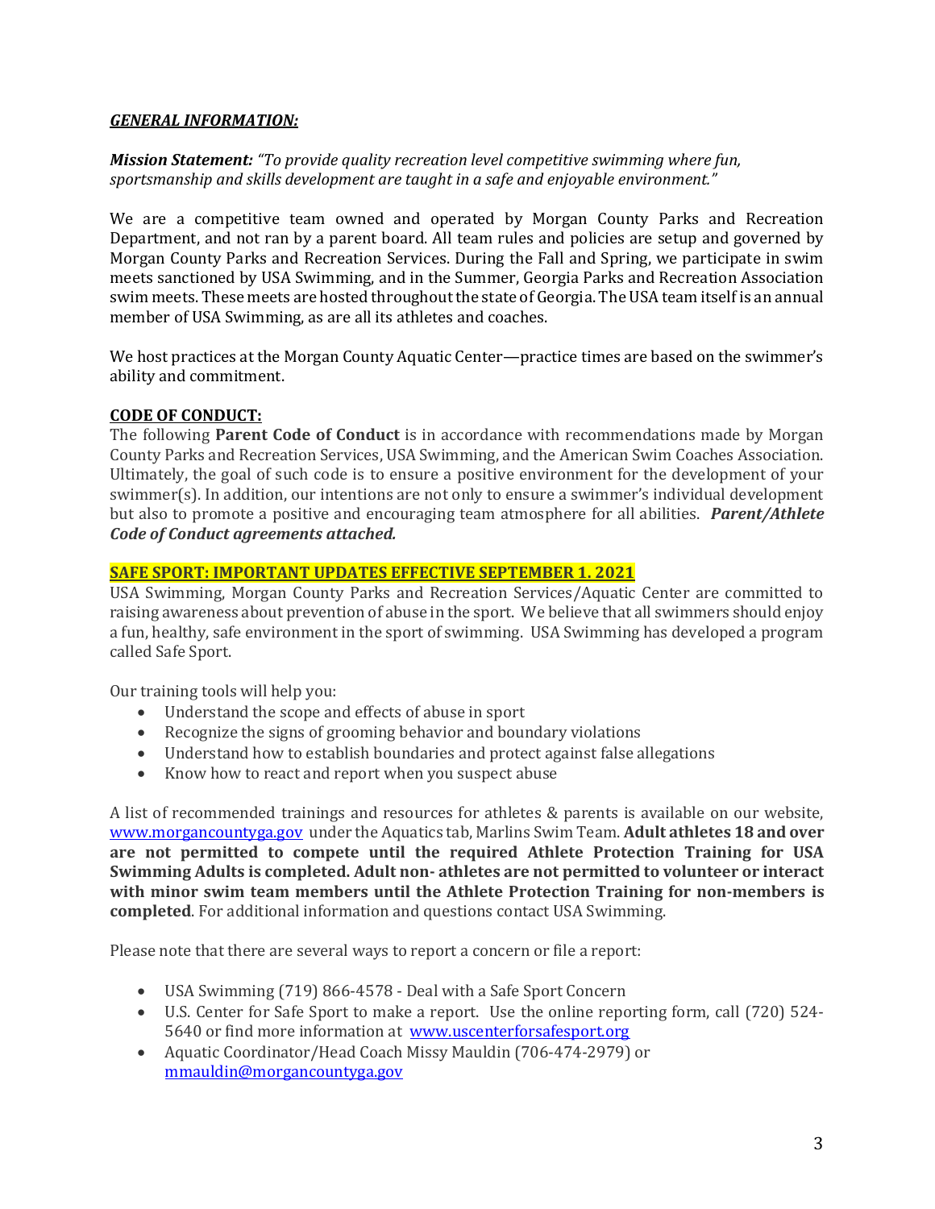## ***GENERAL INFORMATION:***

***Mission Statement:*** *"To provide quality recreation level competitive swimming where fun, sportsmanship and skills development are taught in a safe and enjoyable environment."*

We are a competitive team owned and operated by Morgan County Parks and Recreation Department, and not ran by a parent board. All team rules and policies are setup and governed by Morgan County Parks and Recreation Services. During the Fall and Spring, we participate in swim meets sanctioned by USA Swimming, and in the Summer, Georgia Parks and Recreation Association swim meets. These meets are hosted throughout the state of Georgia. The USA team itself is an annual member of USA Swimming, as are all its athletes and coaches.

We host practices at the Morgan County Aquatic Center—practice times are based on the swimmer's ability and commitment.

## **CODE OF CONDUCT:**

The following **Parent Code of Conduct** is in accordance with recommendations made by Morgan County Parks and Recreation Services, USA Swimming, and the American Swim Coaches Association. Ultimately, the goal of such code is to ensure a positive environment for the development of your swimmer(s). In addition, our intentions are not only to ensure a swimmer's individual development but also to promote a positive and encouraging team atmosphere for all abilities. ***Parent/Athlete Code of Conduct agreements attached.***

## **SAFE SPORT: IMPORTANT UPDATES EFFECTIVE SEPTEMBER 1. 2021**

USA Swimming, Morgan County Parks and Recreation Services/Aquatic Center are committed to raising awareness about prevention of abuse in the sport. We believe that all swimmers should enjoy a fun, healthy, safe environment in the sport of swimming. USA Swimming has developed a program called Safe Sport.

Our training tools will help you:

- Understand the scope and effects of abuse in sport
- Recognize the signs of grooming behavior and boundary violations
- Understand how to establish boundaries and protect against false allegations
- Know how to react and report when you suspect abuse

A list of recommended trainings and resources for athletes & parents is available on our website, www.morgancountyga.gov under the Aquatics tab, Marlins Swim Team. **Adult athletes 18 and over are not permitted to compete until the required Athlete Protection Training for USA Swimming Adults is completed. Adult non- athletes are not permitted to volunteer or interact with minor swim team members until the Athlete Protection Training for non-members is completed**. For additional information and questions contact USA Swimming.

Please note that there are several ways to report a concern or file a report:

- USA Swimming (719) 866-4578 - Deal with a Safe Sport Concern
- U.S. Center for Safe Sport to make a report. Use the online reporting form, call (720) 524-5640 or find more information at www.uscenterforsafesport.org
- Aquatic Coordinator/Head Coach Missy Mauldin (706-474-2979) or mmauldin@morgancountyga.gov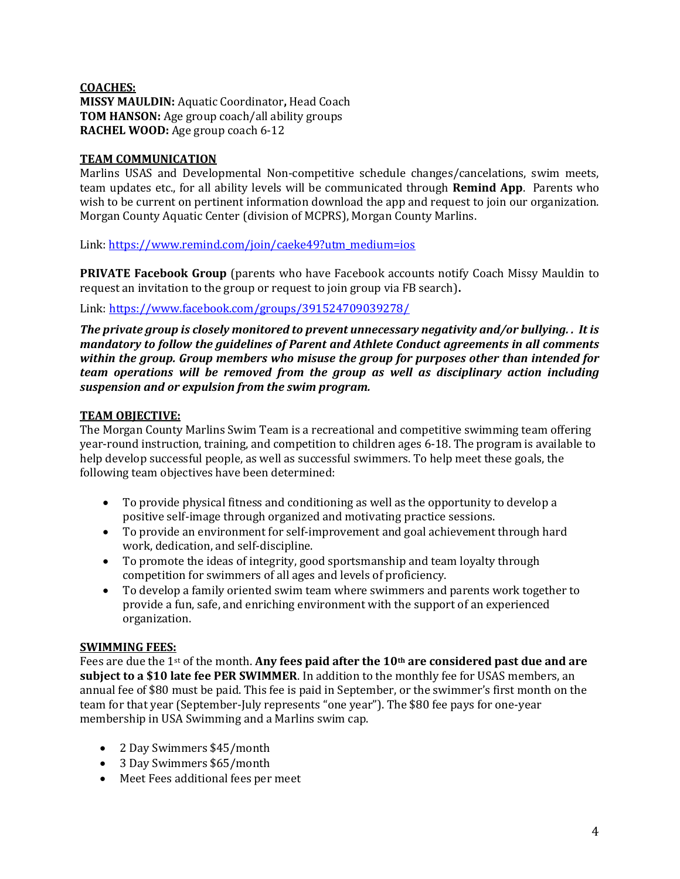**COACHES:**
**MISSY MAULDIN:** Aquatic Coordinator**,** Head Coach
**TOM HANSON:** Age group coach/all ability groups
**RACHEL WOOD:** Age group coach 6-12

**TEAM COMMUNICATION**
Marlins USAS and Developmental Non-competitive schedule changes/cancelations, swim meets, team updates etc., for all ability levels will be communicated through **Remind App**. Parents who wish to be current on pertinent information download the app and request to join our organization. Morgan County Aquatic Center (division of MCPRS), Morgan County Marlins.

Link: [https://www.remind.com/join/caeke49?utm_medium=ios](https://www.remind.com/join/caeke49?utm_medium=ios)

**PRIVATE Facebook Group** (parents who have Facebook accounts notify Coach Missy Mauldin to request an invitation to the group or request to join group via FB search)**.**

Link: [https://www.facebook.com/groups/391524709039278/](https://www.facebook.com/groups/391524709039278/)

***The private group is closely monitored to prevent unnecessary negativity and/or bullying. . It is mandatory to follow the guidelines of Parent and Athlete Conduct agreements in all comments within the group. Group members who misuse the group for purposes other than intended for team operations will be removed from the group as well as disciplinary action including suspension and or expulsion from the swim program.***

**TEAM OBJECTIVE:**
The Morgan County Marlins Swim Team is a recreational and competitive swimming team offering year-round instruction, training, and competition to children ages 6-18. The program is available to help develop successful people, as well as successful swimmers. To help meet these goals, the following team objectives have been determined:

- To provide physical fitness and conditioning as well as the opportunity to develop a positive self-image through organized and motivating practice sessions.
- To provide an environment for self-improvement and goal achievement through hard work, dedication, and self-discipline.
- To promote the ideas of integrity, good sportsmanship and team loyalty through competition for swimmers of all ages and levels of proficiency.
- To develop a family oriented swim team where swimmers and parents work together to provide a fun, safe, and enriching environment with the support of an experienced organization.

**SWIMMING FEES:**
Fees are due the 1st of the month. **Any fees paid after the 10th are considered past due and are subject to a $10 late fee PER SWIMMER**. In addition to the monthly fee for USAS members, an annual fee of $80 must be paid. This fee is paid in September, or the swimmer's first month on the team for that year (September-July represents "one year"). The $80 fee pays for one-year membership in USA Swimming and a Marlins swim cap.

- 2 Day Swimmers $45/month
- 3 Day Swimmers $65/month
- Meet Fees additional fees per meet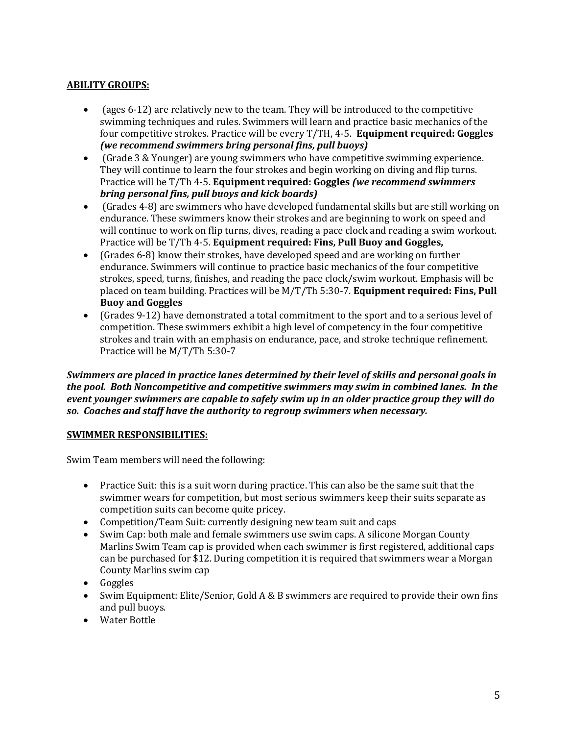**ABILITY GROUPS:**

- (ages 6-12) are relatively new to the team. They will be introduced to the competitive swimming techniques and rules. Swimmers will learn and practice basic mechanics of the four competitive strokes. Practice will be every T/TH, 4-5. **Equipment required: Goggles** ***(we recommend swimmers bring personal fins, pull buoys)***
- (Grade 3 & Younger) are young swimmers who have competitive swimming experience. They will continue to learn the four strokes and begin working on diving and flip turns. Practice will be T/Th 4-5. **Equipment required: Goggles** ***(we recommend swimmers bring personal fins, pull buoys and kick boards)***
- (Grades 4-8) are swimmers who have developed fundamental skills but are still working on endurance. These swimmers know their strokes and are beginning to work on speed and will continue to work on flip turns, dives, reading a pace clock and reading a swim workout. Practice will be T/Th 4-5. **Equipment required: Fins, Pull Buoy and Goggles,**
- (Grades 6-8) know their strokes, have developed speed and are working on further endurance. Swimmers will continue to practice basic mechanics of the four competitive strokes, speed, turns, finishes, and reading the pace clock/swim workout. Emphasis will be placed on team building. Practices will be M/T/Th 5:30-7. **Equipment required: Fins, Pull Buoy and Goggles**
- (Grades 9-12) have demonstrated a total commitment to the sport and to a serious level of competition. These swimmers exhibit a high level of competency in the four competitive strokes and train with an emphasis on endurance, pace, and stroke technique refinement. Practice will be M/T/Th 5:30-7

***Swimmers are placed in practice lanes determined by their level of skills and personal goals in the pool. Both Noncompetitive and competitive swimmers may swim in combined lanes. In the event younger swimmers are capable to safely swim up in an older practice group they will do so. Coaches and staff have the authority to regroup swimmers when necessary.***

**SWIMMER RESPONSIBILITIES:**

Swim Team members will need the following:

- Practice Suit: this is a suit worn during practice. This can also be the same suit that the swimmer wears for competition, but most serious swimmers keep their suits separate as competition suits can become quite pricey.
- Competition/Team Suit: currently designing new team suit and caps
- Swim Cap: both male and female swimmers use swim caps. A silicone Morgan County Marlins Swim Team cap is provided when each swimmer is first registered, additional caps can be purchased for $12. During competition it is required that swimmers wear a Morgan County Marlins swim cap
- Goggles
- Swim Equipment: Elite/Senior, Gold A & B swimmers are required to provide their own fins and pull buoys.
- Water Bottle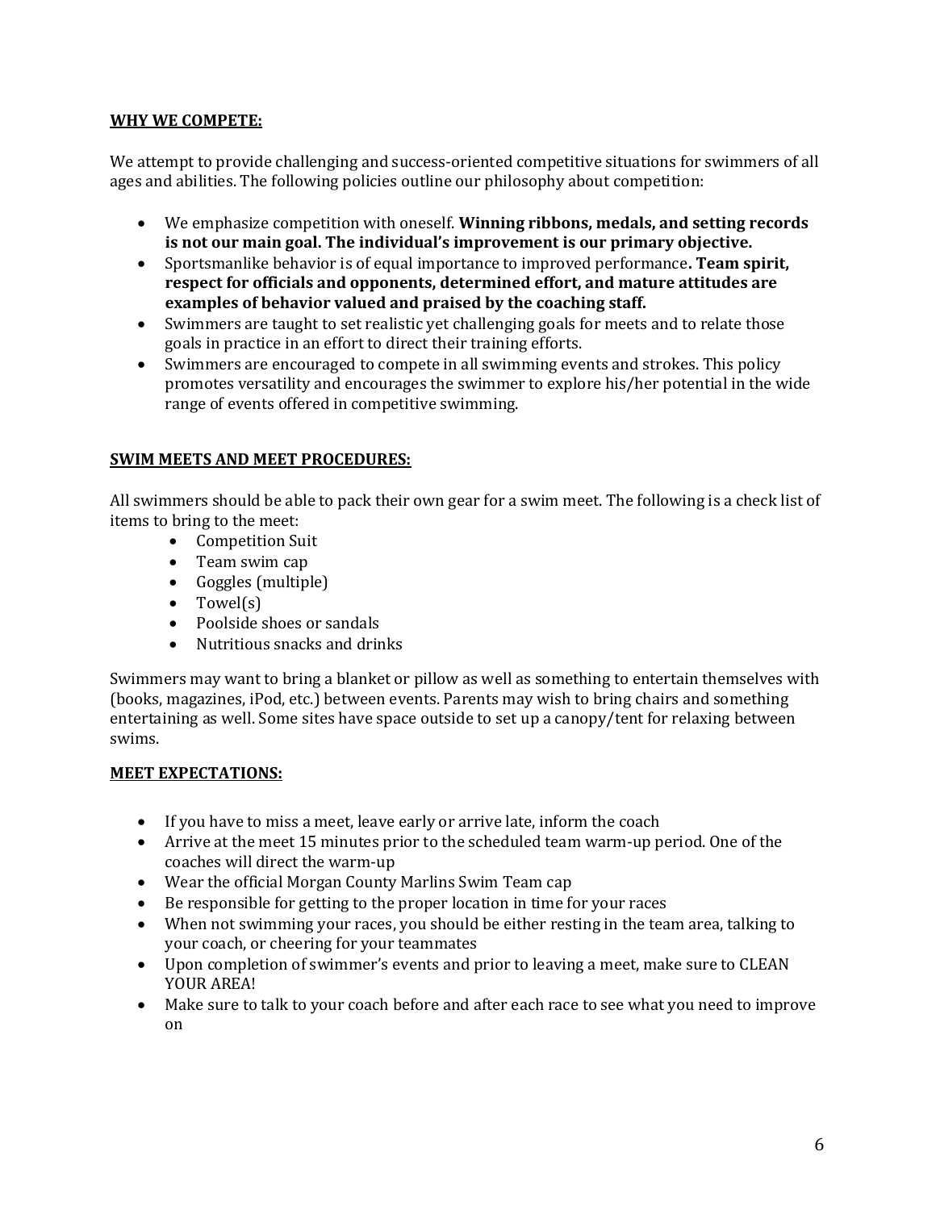## WHY WE COMPETE:

We attempt to provide challenging and success-oriented competitive situations for swimmers of all ages and abilities. The following policies outline our philosophy about competition:

- We emphasize competition with oneself. **Winning ribbons, medals, and setting records is not our main goal. The individual's improvement is our primary objective.**
- Sportsmanlike behavior is of equal importance to improved performance**. Team spirit, respect for officials and opponents, determined effort, and mature attitudes are examples of behavior valued and praised by the coaching staff.**
- Swimmers are taught to set realistic yet challenging goals for meets and to relate those goals in practice in an effort to direct their training efforts.
- Swimmers are encouraged to compete in all swimming events and strokes. This policy promotes versatility and encourages the swimmer to explore his/her potential in the wide range of events offered in competitive swimming.

## SWIM MEETS AND MEET PROCEDURES:

All swimmers should be able to pack their own gear for a swim meet. The following is a check list of items to bring to the meet:

- Competition Suit
- Team swim cap
- Goggles (multiple)
- Towel(s)
- Poolside shoes or sandals
- Nutritious snacks and drinks

Swimmers may want to bring a blanket or pillow as well as something to entertain themselves with (books, magazines, iPod, etc.) between events. Parents may wish to bring chairs and something entertaining as well. Some sites have space outside to set up a canopy/tent for relaxing between swims.

## MEET EXPECTATIONS:

- If you have to miss a meet, leave early or arrive late, inform the coach
- Arrive at the meet 15 minutes prior to the scheduled team warm-up period. One of the coaches will direct the warm-up
- Wear the official Morgan County Marlins Swim Team cap
- Be responsible for getting to the proper location in time for your races
- When not swimming your races, you should be either resting in the team area, talking to your coach, or cheering for your teammates
- Upon completion of swimmer's events and prior to leaving a meet, make sure to CLEAN YOUR AREA!
- Make sure to talk to your coach before and after each race to see what you need to improve on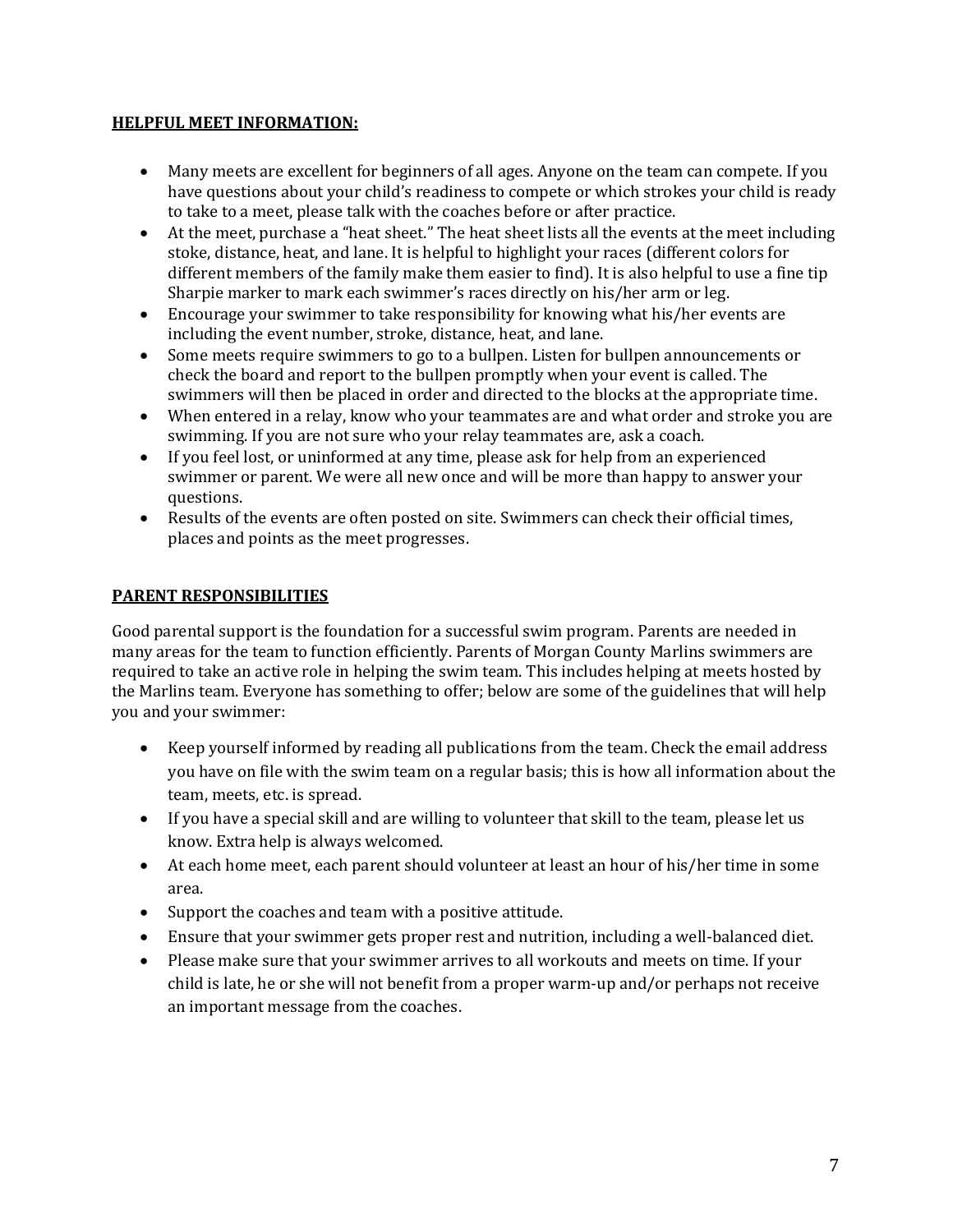**HELPFUL MEET INFORMATION:**

- Many meets are excellent for beginners of all ages. Anyone on the team can compete. If you have questions about your child's readiness to compete or which strokes your child is ready to take to a meet, please talk with the coaches before or after practice.
- At the meet, purchase a "heat sheet." The heat sheet lists all the events at the meet including stoke, distance, heat, and lane. It is helpful to highlight your races (different colors for different members of the family make them easier to find). It is also helpful to use a fine tip Sharpie marker to mark each swimmer's races directly on his/her arm or leg.
- Encourage your swimmer to take responsibility for knowing what his/her events are including the event number, stroke, distance, heat, and lane.
- Some meets require swimmers to go to a bullpen. Listen for bullpen announcements or check the board and report to the bullpen promptly when your event is called. The swimmers will then be placed in order and directed to the blocks at the appropriate time.
- When entered in a relay, know who your teammates are and what order and stroke you are swimming. If you are not sure who your relay teammates are, ask a coach.
- If you feel lost, or uninformed at any time, please ask for help from an experienced swimmer or parent. We were all new once and will be more than happy to answer your questions.
- Results of the events are often posted on site. Swimmers can check their official times, places and points as the meet progresses.

**PARENT RESPONSIBILITIES**

Good parental support is the foundation for a successful swim program. Parents are needed in many areas for the team to function efficiently. Parents of Morgan County Marlins swimmers are required to take an active role in helping the swim team. This includes helping at meets hosted by the Marlins team. Everyone has something to offer; below are some of the guidelines that will help you and your swimmer:

- Keep yourself informed by reading all publications from the team. Check the email address you have on file with the swim team on a regular basis; this is how all information about the team, meets, etc. is spread.
- If you have a special skill and are willing to volunteer that skill to the team, please let us know. Extra help is always welcomed.
- At each home meet, each parent should volunteer at least an hour of his/her time in some area.
- Support the coaches and team with a positive attitude.
- Ensure that your swimmer gets proper rest and nutrition, including a well-balanced diet.
- Please make sure that your swimmer arrives to all workouts and meets on time. If your child is late, he or she will not benefit from a proper warm-up and/or perhaps not receive an important message from the coaches.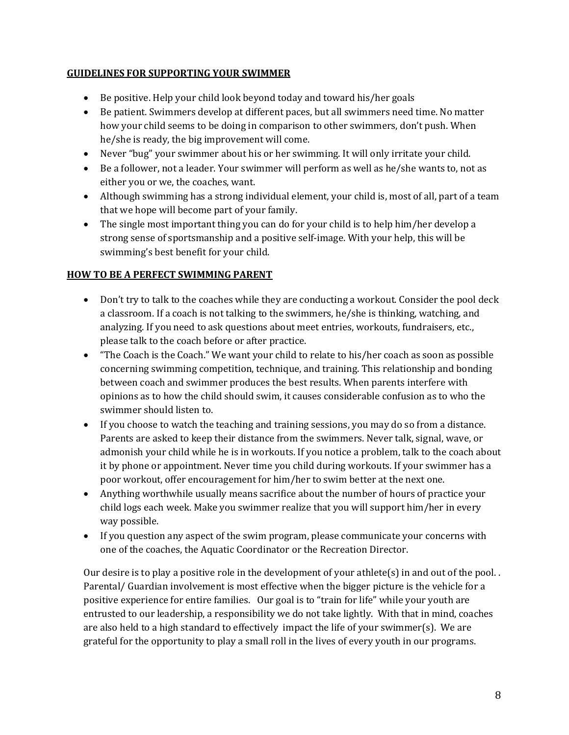**GUIDELINES FOR SUPPORTING YOUR SWIMMER**

- Be positive. Help your child look beyond today and toward his/her goals
- Be patient. Swimmers develop at different paces, but all swimmers need time. No matter how your child seems to be doing in comparison to other swimmers, don't push. When he/she is ready, the big improvement will come.
- Never "bug" your swimmer about his or her swimming. It will only irritate your child.
- Be a follower, not a leader. Your swimmer will perform as well as he/she wants to, not as either you or we, the coaches, want.
- Although swimming has a strong individual element, your child is, most of all, part of a team that we hope will become part of your family.
- The single most important thing you can do for your child is to help him/her develop a strong sense of sportsmanship and a positive self-image. With your help, this will be swimming's best benefit for your child.

**HOW TO BE A PERFECT SWIMMING PARENT**

- Don't try to talk to the coaches while they are conducting a workout. Consider the pool deck a classroom. If a coach is not talking to the swimmers, he/she is thinking, watching, and analyzing. If you need to ask questions about meet entries, workouts, fundraisers, etc., please talk to the coach before or after practice.
- "The Coach is the Coach." We want your child to relate to his/her coach as soon as possible concerning swimming competition, technique, and training. This relationship and bonding between coach and swimmer produces the best results. When parents interfere with opinions as to how the child should swim, it causes considerable confusion as to who the swimmer should listen to.
- If you choose to watch the teaching and training sessions, you may do so from a distance. Parents are asked to keep their distance from the swimmers. Never talk, signal, wave, or admonish your child while he is in workouts. If you notice a problem, talk to the coach about it by phone or appointment. Never time you child during workouts. If your swimmer has a poor workout, offer encouragement for him/her to swim better at the next one.
- Anything worthwhile usually means sacrifice about the number of hours of practice your child logs each week. Make you swimmer realize that you will support him/her in every way possible.
- If you question any aspect of the swim program, please communicate your concerns with one of the coaches, the Aquatic Coordinator or the Recreation Director.

Our desire is to play a positive role in the development of your athlete(s) in and out of the pool. . Parental/ Guardian involvement is most effective when the bigger picture is the vehicle for a positive experience for entire families. Our goal is to "train for life" while your youth are entrusted to our leadership, a responsibility we do not take lightly. With that in mind, coaches are also held to a high standard to effectively impact the life of your swimmer(s). We are grateful for the opportunity to play a small roll in the lives of every youth in our programs.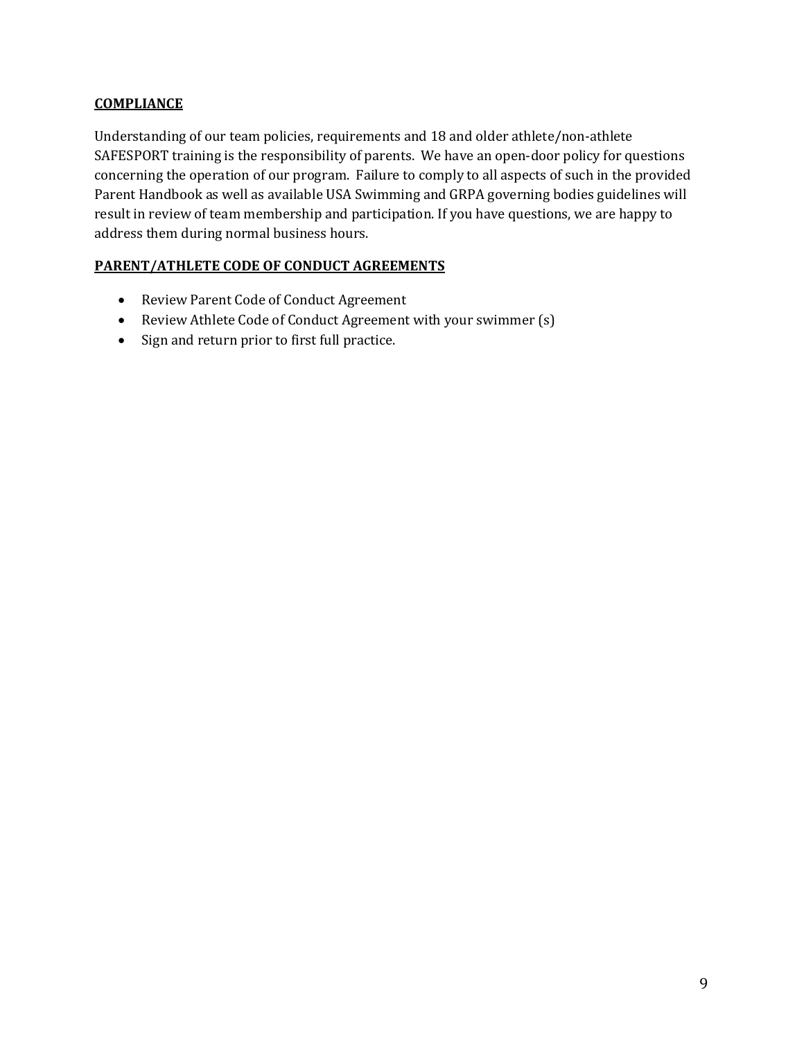## COMPLIANCE

Understanding of our team policies, requirements and 18 and older athlete/non-athlete SAFESPORT training is the responsibility of parents. We have an open-door policy for questions concerning the operation of our program. Failure to comply to all aspects of such in the provided Parent Handbook as well as available USA Swimming and GRPA governing bodies guidelines will result in review of team membership and participation. If you have questions, we are happy to address them during normal business hours.

## PARENT/ATHLETE CODE OF CONDUCT AGREEMENTS

- Review Parent Code of Conduct Agreement
- Review Athlete Code of Conduct Agreement with your swimmer (s)
- Sign and return prior to first full practice.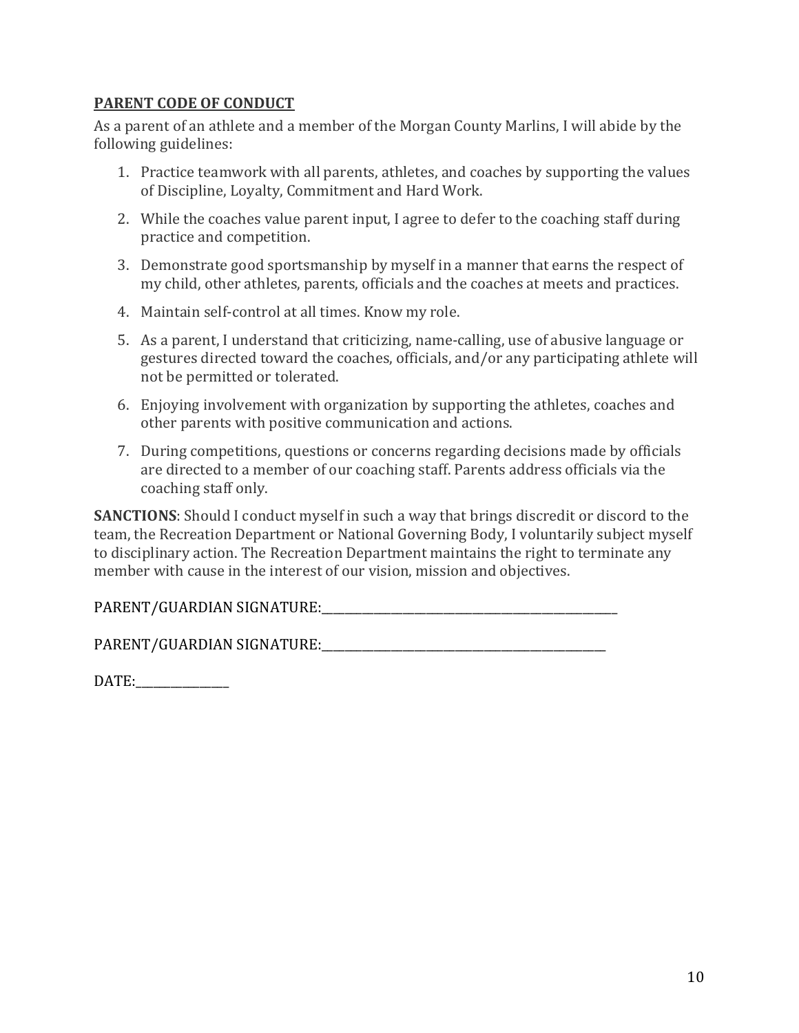## PARENT CODE OF CONDUCT

As a parent of an athlete and a member of the Morgan County Marlins, I will abide by the following guidelines:

1. Practice teamwork with all parents, athletes, and coaches by supporting the values of Discipline, Loyalty, Commitment and Hard Work.
2. While the coaches value parent input, I agree to defer to the coaching staff during practice and competition.
3. Demonstrate good sportsmanship by myself in a manner that earns the respect of my child, other athletes, parents, officials and the coaches at meets and practices.
4. Maintain self-control at all times. Know my role.
5. As a parent, I understand that criticizing, name-calling, use of abusive language or gestures directed toward the coaches, officials, and/or any participating athlete will not be permitted or tolerated.
6. Enjoying involvement with organization by supporting the athletes, coaches and other parents with positive communication and actions.
7. During competitions, questions or concerns regarding decisions made by officials are directed to a member of our coaching staff. Parents address officials via the coaching staff only.

**SANCTIONS**: Should I conduct myself in such a way that brings discredit or discord to the team, the Recreation Department or National Governing Body, I voluntarily subject myself to disciplinary action. The Recreation Department maintains the right to terminate any member with cause in the interest of our vision, mission and objectives.

PARENT/GUARDIAN SIGNATURE:_______________________________________________

PARENT/GUARDIAN SIGNATURE:_______________________________________________

DATE:_______________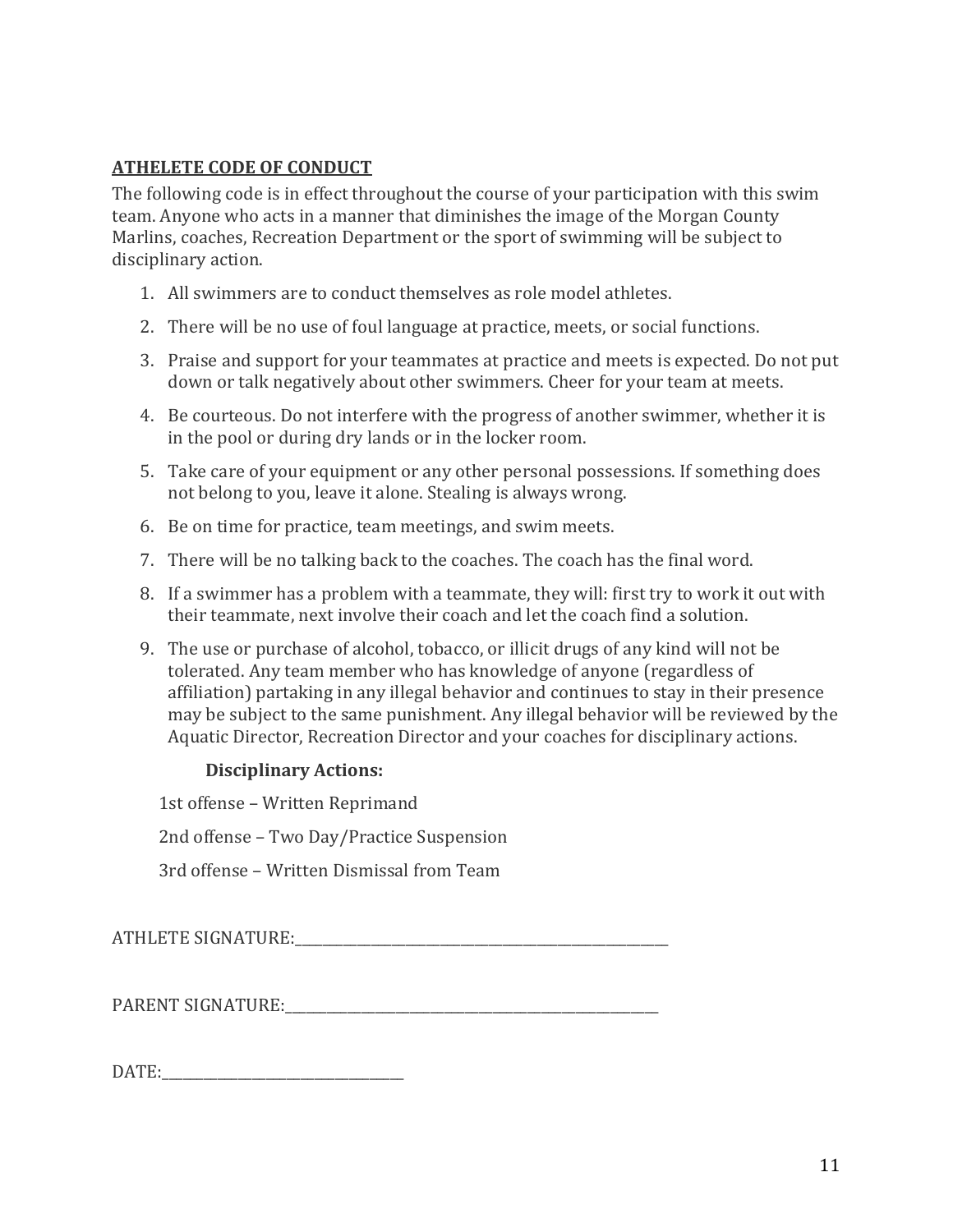**ATHELETE CODE OF CONDUCT**

The following code is in effect throughout the course of your participation with this swim team. Anyone who acts in a manner that diminishes the image of the Morgan County Marlins, coaches, Recreation Department or the sport of swimming will be subject to disciplinary action.

1. All swimmers are to conduct themselves as role model athletes.
2. There will be no use of foul language at practice, meets, or social functions.
3. Praise and support for your teammates at practice and meets is expected. Do not put down or talk negatively about other swimmers. Cheer for your team at meets.
4. Be courteous. Do not interfere with the progress of another swimmer, whether it is in the pool or during dry lands or in the locker room.
5. Take care of your equipment or any other personal possessions. If something does not belong to you, leave it alone. Stealing is always wrong.
6. Be on time for practice, team meetings, and swim meets.
7. There will be no talking back to the coaches. The coach has the final word.
8. If a swimmer has a problem with a teammate, they will: first try to work it out with their teammate, next involve their coach and let the coach find a solution.
9. The use or purchase of alcohol, tobacco, or illicit drugs of any kind will not be tolerated. Any team member who has knowledge of anyone (regardless of affiliation) partaking in any illegal behavior and continues to stay in their presence may be subject to the same punishment. Any illegal behavior will be reviewed by the Aquatic Director, Recreation Director and your coaches for disciplinary actions.

**Disciplinary Actions:**

1st offense – Written Reprimand

2nd offense – Two Day/Practice Suspension

3rd offense – Written Dismissal from Team

ATHLETE SIGNATURE:______________________________________________________

PARENT SIGNATURE:______________________________________________________

DATE:___________________________________